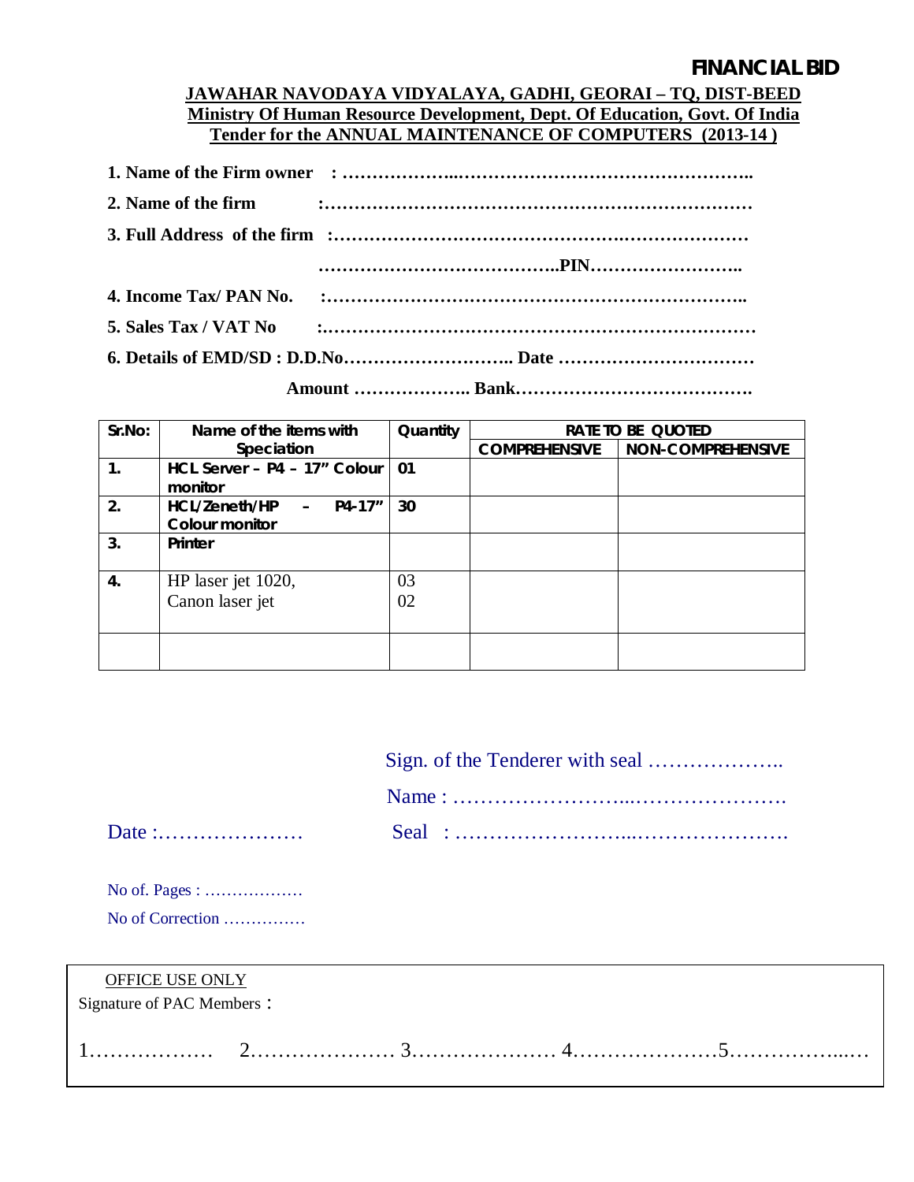# FINANCIAL BID

**JAWAHAR NAVODAYA VIDYALAYA, GADHI, GEORAI – TQ, DIST-BEED**
**Ministry Of Human Resource Development, Dept. Of Education, Govt. Of India**
**Tender for the ANNUAL MAINTENANCE OF COMPUTERS (2013-14 )**

**1. Name of the Firm owner : ……………….…………………………………………..**

**2. Name of the firm :……………………………………………………………**

**3. Full Address of the firm :……………………………………….………………**

**…………………………………..PIN……………………..**

**4. Income Tax/ PAN No. :……………………………………………………………..**

**5. Sales Tax / VAT No :………………………………………………………………**

**6. Details of EMD/SD : D.D.No……………………….. Date ……………………………**

**Amount ……………….. Bank………………………………….**

| Sr.No: | Name of the items with Speciation | Quantity | RATE TO BE QUOTED | |
|---|---|---|---|---|
| | | | COMPREHENSIVE | NON-COMPREHENSIVE |
| 1. | HCL Server – P4 – 17" Colour monitor | 01 | | |
| 2. | HCL/Zeneth/HP – P4-17" Colour monitor | 30 | | |
| 3. | Printer | | | |
| 4. | HP laser jet 1020,<br>Canon laser jet | 03<br>02 | | |
| | | | | |

Sign. of the Tenderer with seal ………………..

Name : ……………………...………………….

Date :…………………  Seal : ……………………...………………….

No of. Pages : ………………

No of Correction ……………

OFFICE USE ONLY

Signature of PAC Members :

1……………… 2………………… 3………………… 4…………………5……………..…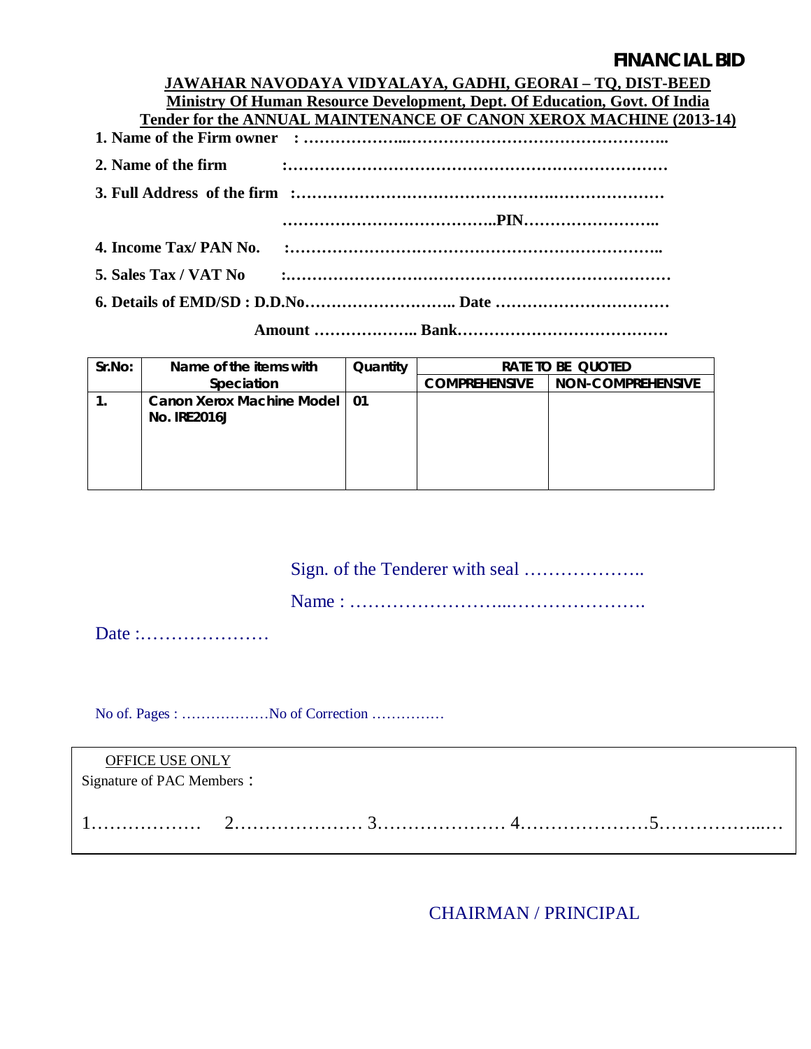**FINANCIAL BID**

**JAWAHAR NAVODAYA VIDYALAYA, GADHI, GEORAI – TQ, DIST-BEED**

**Ministry Of Human Resource Development, Dept. Of Education, Govt. Of India**

**Tender for the ANNUAL MAINTENANCE OF CANON XEROX MACHINE (2013-14)**

**1. Name of the Firm owner : ……………..…………………………………………..**

**2. Name of the firm :………………………………………………………………**

**3. Full Address of the firm :……………………………………….………………**

**…………………………………..PIN……………………..**

**4. Income Tax/ PAN No. :……………………………………………………………..**

**5. Sales Tax / VAT No :………………………………………………………………**

**6. Details of EMD/SD : D.D.No……………………….. Date ……………………………**

**Amount ……………….. Bank…………………………………**

| Sr.No: | Name of the items with Speciation | Quantity | RATE TO BE QUOTED | |
|---|---|---|---|---|
| | | | COMPREHENSIVE | NON-COMPREHENSIVE |
| 1. | Canon Xerox Machine Model No. IRE2016J | 01 | | |

Sign. of the Tenderer with seal ………………..

Name : ……………………...………………….

Date :…………………

No of. Pages : ………………No of Correction ……………

OFFICE USE ONLY

Signature of PAC Members :

1……………… 2………………… 3………………… 4…………………5……………...…

CHAIRMAN / PRINCIPAL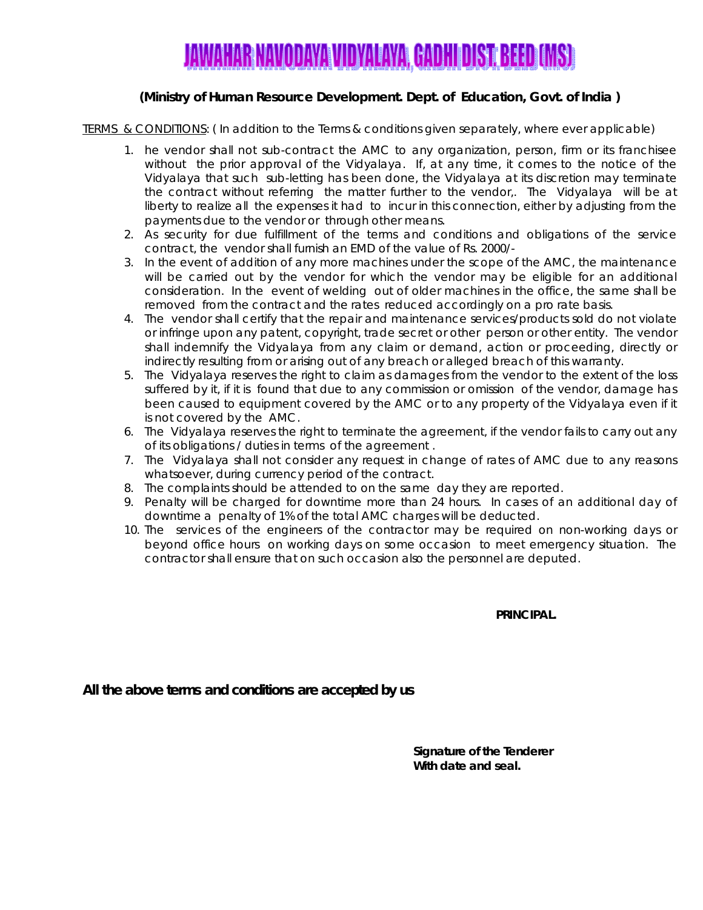# JAWAHAR NAVODAYA VIDYALAYA, GADHI DIST. BEED (MS)

**(Ministry of Human Resource Development. Dept. of Education, Govt. of India )**

TERMS & CONDITIONS: ( In addition to the Terms & conditions given separately, where ever applicable)

1. he vendor shall not sub-contract the AMC to any organization, person, firm or its franchisee without the prior approval of the Vidyalaya. If, at any time, it comes to the notice of the Vidyalaya that such sub-letting has been done, the Vidyalaya at its discretion may terminate the contract without referring the matter further to the vendor,. The Vidyalaya will be at liberty to realize all the expenses it had to incur in this connection, either by adjusting from the payments due to the vendor or through other means.
2. As security for due fulfillment of the terms and conditions and obligations of the service contract, the vendor shall furnish an EMD of the value of Rs. 2000/-
3. In the event of addition of any more machines under the scope of the AMC, the maintenance will be carried out by the vendor for which the vendor may be eligible for an additional consideration. In the event of welding out of older machines in the office, the same shall be removed from the contract and the rates reduced accordingly on a pro rate basis.
4. The vendor shall certify that the repair and maintenance services/products sold do not violate or infringe upon any patent, copyright, trade secret or other person or other entity. The vendor shall indemnify the Vidyalaya from any claim or demand, action or proceeding, directly or indirectly resulting from or arising out of any breach or alleged breach of this warranty.
5. The Vidyalaya reserves the right to claim as damages from the vendor to the extent of the loss suffered by it, if it is found that due to any commission or omission of the vendor, damage has been caused to equipment covered by the AMC or to any property of the Vidyalaya even if it is not covered by the AMC.
6. The Vidyalaya reserves the right to terminate the agreement, if the vendor fails to carry out any of its obligations / duties in terms of the agreement .
7. The Vidyalaya shall not consider any request in change of rates of AMC due to any reasons whatsoever, during currency period of the contract.
8. The complaints should be attended to on the same day they are reported.
9. Penalty will be charged for downtime more than 24 hours. In cases of an additional day of downtime a penalty of 1% of the total AMC charges will be deducted.
10. The services of the engineers of the contractor may be required on non-working days or beyond office hours on working days on some occasion to meet emergency situation. The contractor shall ensure that on such occasion also the personnel are deputed.

**PRINCIPAL.**

**All the above terms and conditions are accepted by us**

**Signature of the Tenderer**
**With date and seal.**